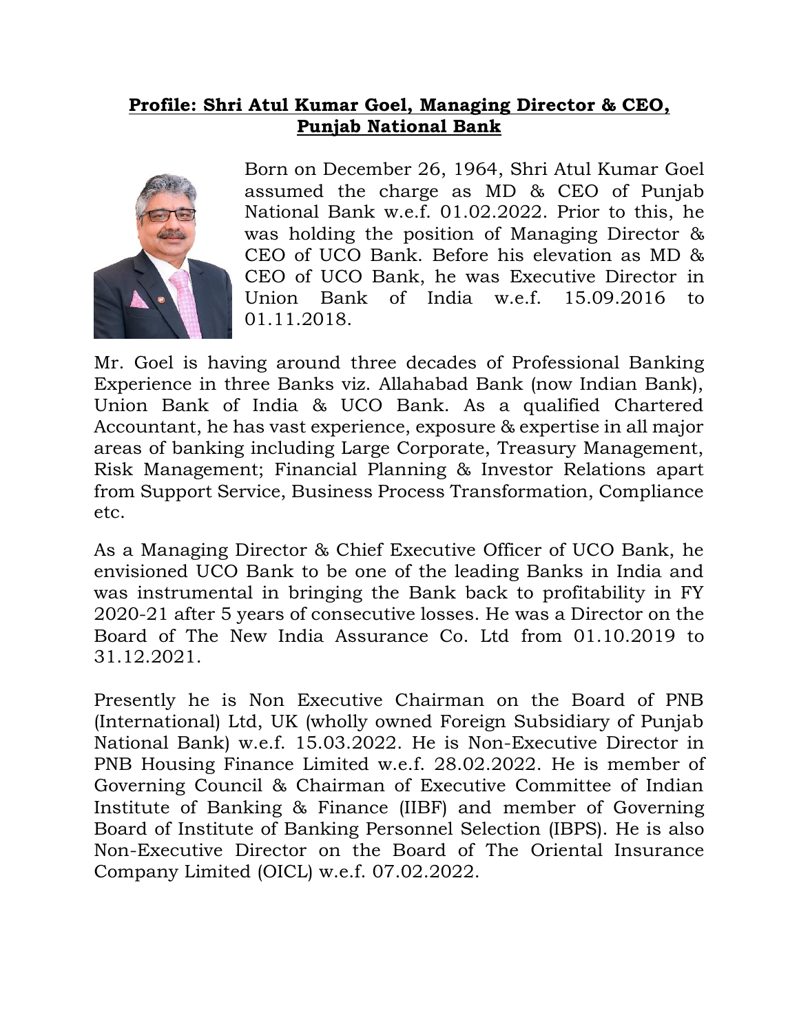**Profile: Shri Atul Kumar Goel, Managing Director & CEO, Punjab National Bank**

Born on December 26, 1964, Shri Atul Kumar Goel assumed the charge as MD & CEO of Punjab National Bank w.e.f. 01.02.2022. Prior to this, he was holding the position of Managing Director & CEO of UCO Bank. Before his elevation as MD & CEO of UCO Bank, he was Executive Director in Union Bank of India w.e.f. 15.09.2016 to 01.11.2018.

Mr. Goel is having around three decades of Professional Banking Experience in three Banks viz. Allahabad Bank (now Indian Bank), Union Bank of India & UCO Bank. As a qualified Chartered Accountant, he has vast experience, exposure & expertise in all major areas of banking including Large Corporate, Treasury Management, Risk Management; Financial Planning & Investor Relations apart from Support Service, Business Process Transformation, Compliance etc.

As a Managing Director & Chief Executive Officer of UCO Bank, he envisioned UCO Bank to be one of the leading Banks in India and was instrumental in bringing the Bank back to profitability in FY 2020-21 after 5 years of consecutive losses. He was a Director on the Board of The New India Assurance Co. Ltd from 01.10.2019 to 31.12.2021.

Presently he is Non Executive Chairman on the Board of PNB (International) Ltd, UK (wholly owned Foreign Subsidiary of Punjab National Bank) w.e.f. 15.03.2022. He is Non-Executive Director in PNB Housing Finance Limited w.e.f. 28.02.2022. He is member of Governing Council & Chairman of Executive Committee of Indian Institute of Banking & Finance (IIBF) and member of Governing Board of Institute of Banking Personnel Selection (IBPS). He is also Non-Executive Director on the Board of The Oriental Insurance Company Limited (OICL) w.e.f. 07.02.2022.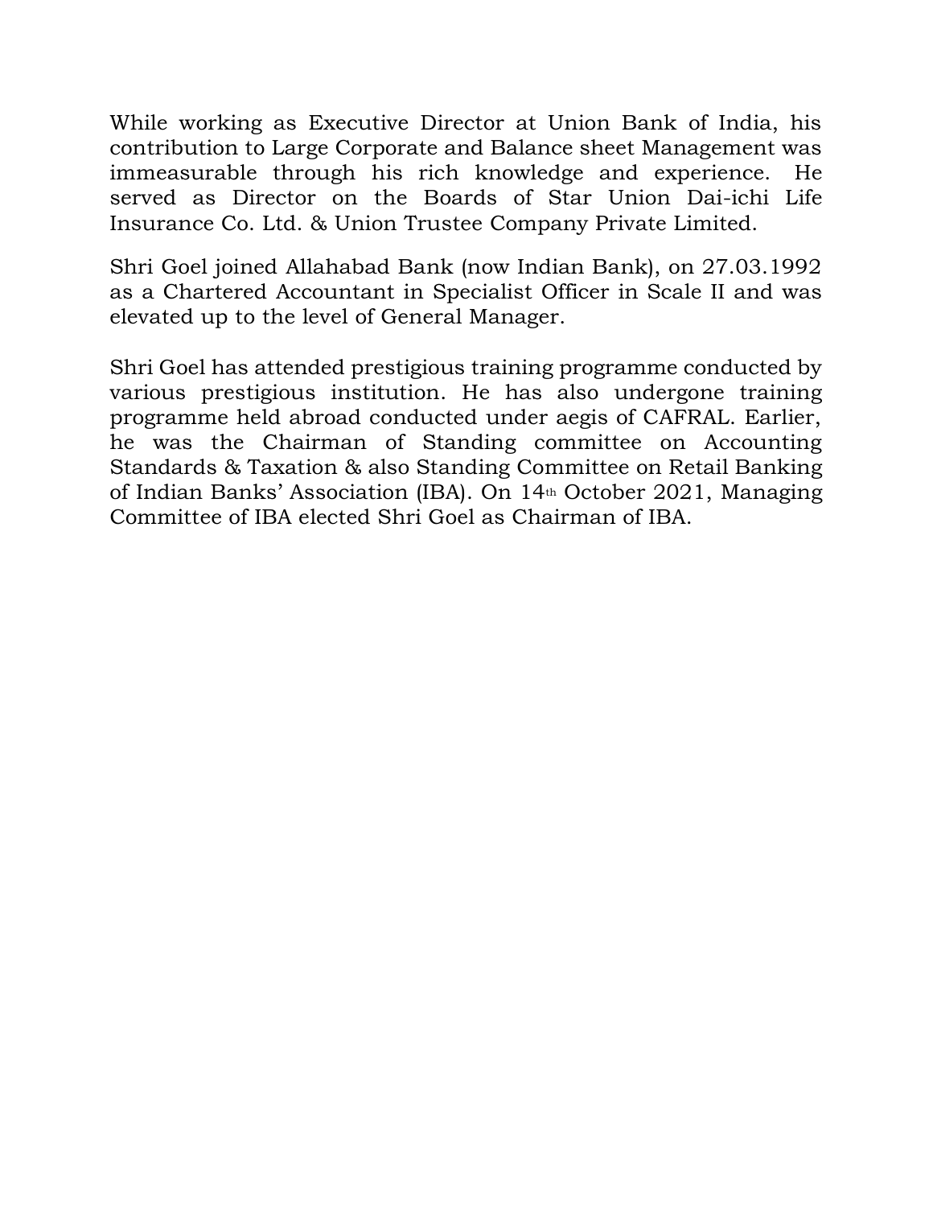While working as Executive Director at Union Bank of India, his contribution to Large Corporate and Balance sheet Management was immeasurable through his rich knowledge and experience. He served as Director on the Boards of Star Union Dai-ichi Life Insurance Co. Ltd. & Union Trustee Company Private Limited.

Shri Goel joined Allahabad Bank (now Indian Bank), on 27.03.1992 as a Chartered Accountant in Specialist Officer in Scale II and was elevated up to the level of General Manager.

Shri Goel has attended prestigious training programme conducted by various prestigious institution. He has also undergone training programme held abroad conducted under aegis of CAFRAL. Earlier, he was the Chairman of Standing committee on Accounting Standards & Taxation & also Standing Committee on Retail Banking of Indian Banks' Association (IBA). On 14th October 2021, Managing Committee of IBA elected Shri Goel as Chairman of IBA.